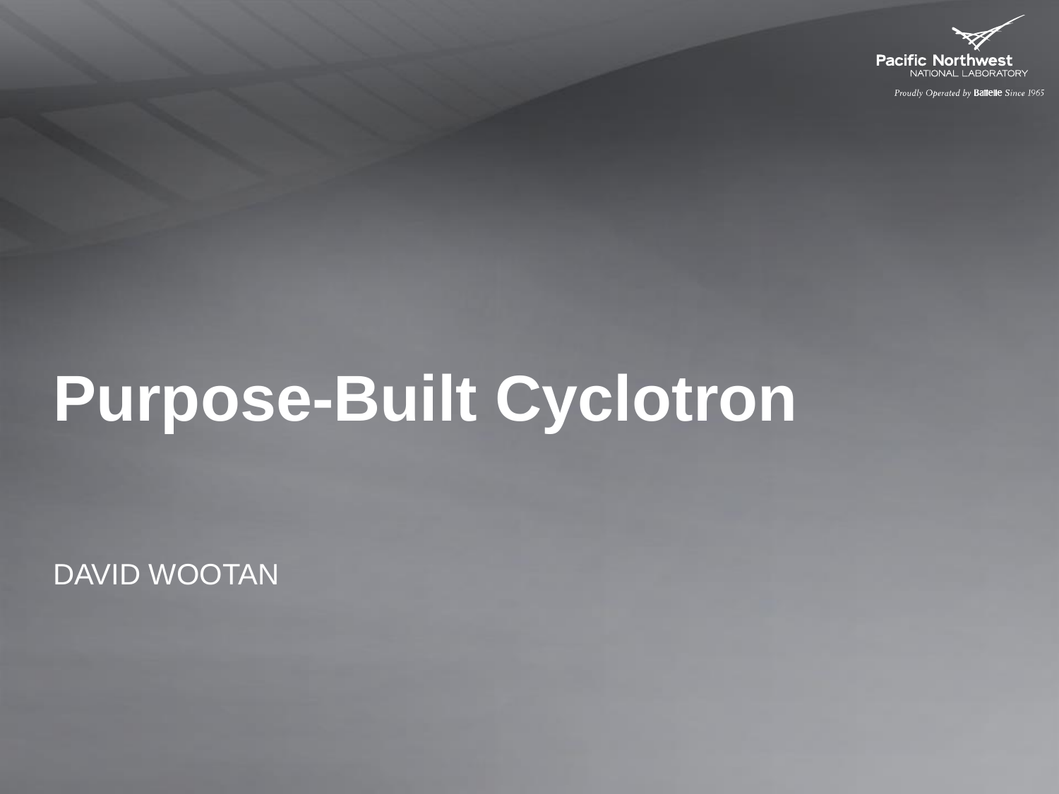Pacific Northwest
NATIONAL LABORATORY

*Proudly Operated by Battelle Since 1965*

# Purpose-Built Cyclotron

DAVID WOOTAN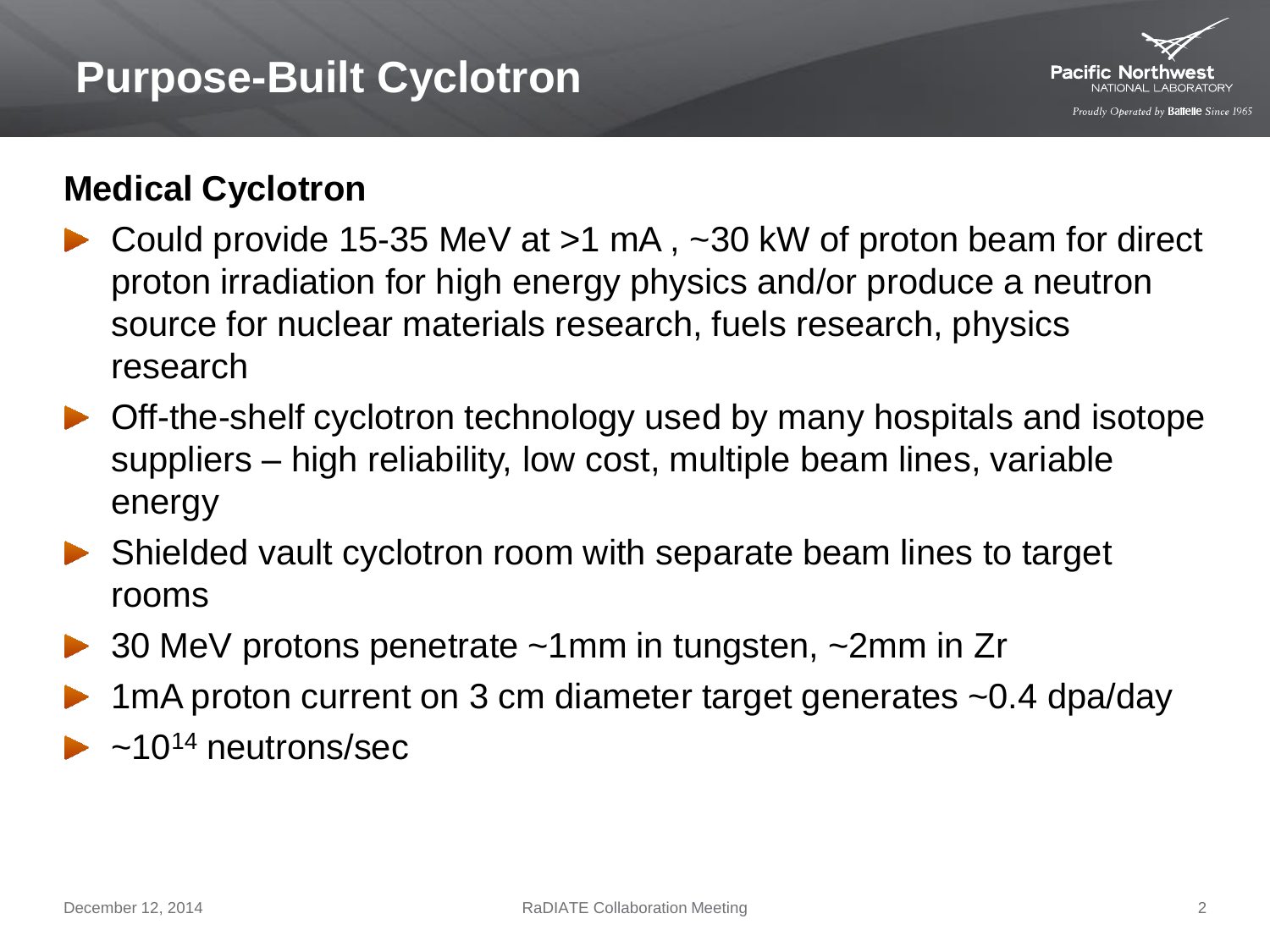# Purpose-Built Cyclotron

### Medical Cyclotron

- Could provide 15-35 MeV at >1 mA , ~30 kW of proton beam for direct proton irradiation for high energy physics and/or produce a neutron source for nuclear materials research, fuels research, physics research
- Off-the-shelf cyclotron technology used by many hospitals and isotope suppliers – high reliability, low cost, multiple beam lines, variable energy
- Shielded vault cyclotron room with separate beam lines to target rooms
- 30 MeV protons penetrate ~1mm in tungsten, ~2mm in Zr
- 1mA proton current on 3 cm diameter target generates ~0.4 dpa/day
- ~$10^{14}$ neutrons/sec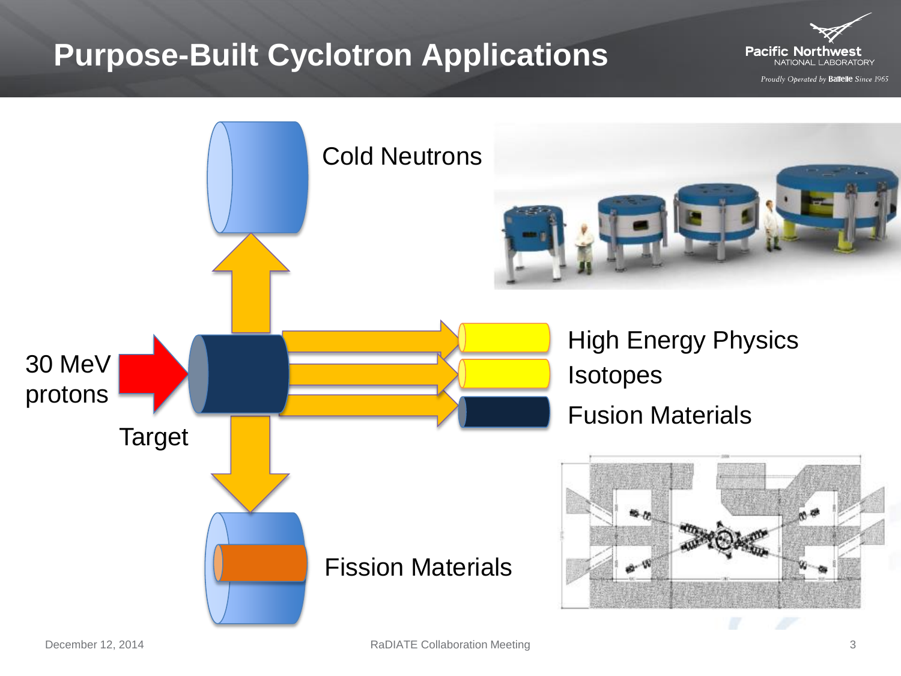# Purpose-Built Cyclotron Applications

30 MeV protons

Target

Cold Neutrons

High Energy Physics

Isotopes

Fusion Materials

Fission Materials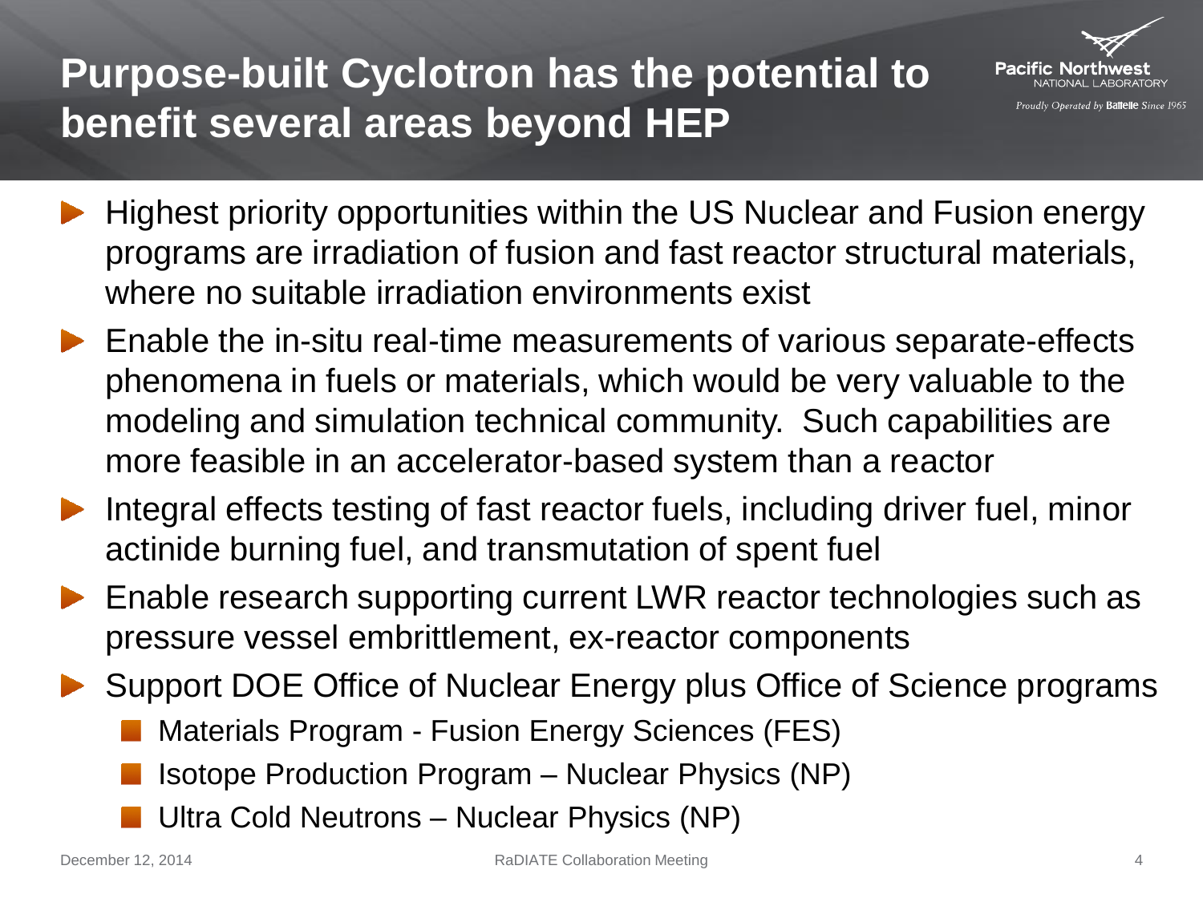# Purpose-built Cyclotron has the potential to benefit several areas beyond HEP

- Highest priority opportunities within the US Nuclear and Fusion energy programs are irradiation of fusion and fast reactor structural materials, where no suitable irradiation environments exist
- Enable the in-situ real-time measurements of various separate-effects phenomena in fuels or materials, which would be very valuable to the modeling and simulation technical community. Such capabilities are more feasible in an accelerator-based system than a reactor
- Integral effects testing of fast reactor fuels, including driver fuel, minor actinide burning fuel, and transmutation of spent fuel
- Enable research supporting current LWR reactor technologies such as pressure vessel embrittlement, ex-reactor components
- Support DOE Office of Nuclear Energy plus Office of Science programs
  - Materials Program - Fusion Energy Sciences (FES)
  - Isotope Production Program – Nuclear Physics (NP)
  - Ultra Cold Neutrons – Nuclear Physics (NP)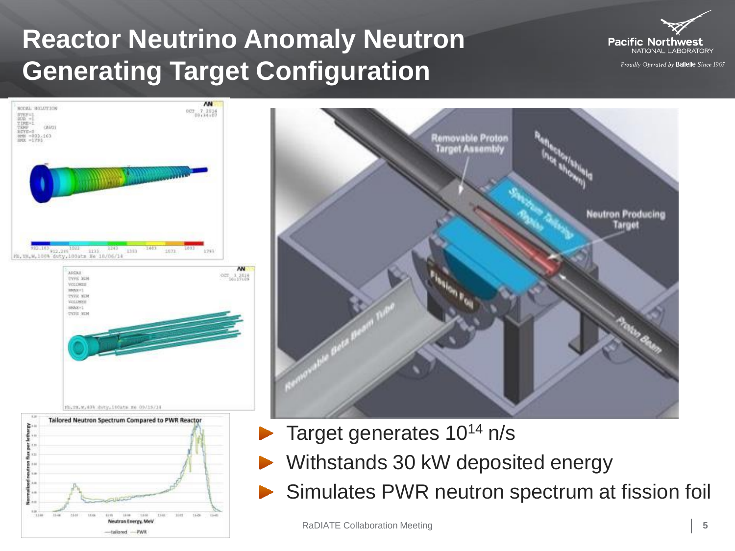# Reactor Neutrino Anomaly Neutron Generating Target Configuration

- Target generates $10^{14}$ n/s
- Withstands 30 kW deposited energy
- Simulates PWR neutron spectrum at fission foil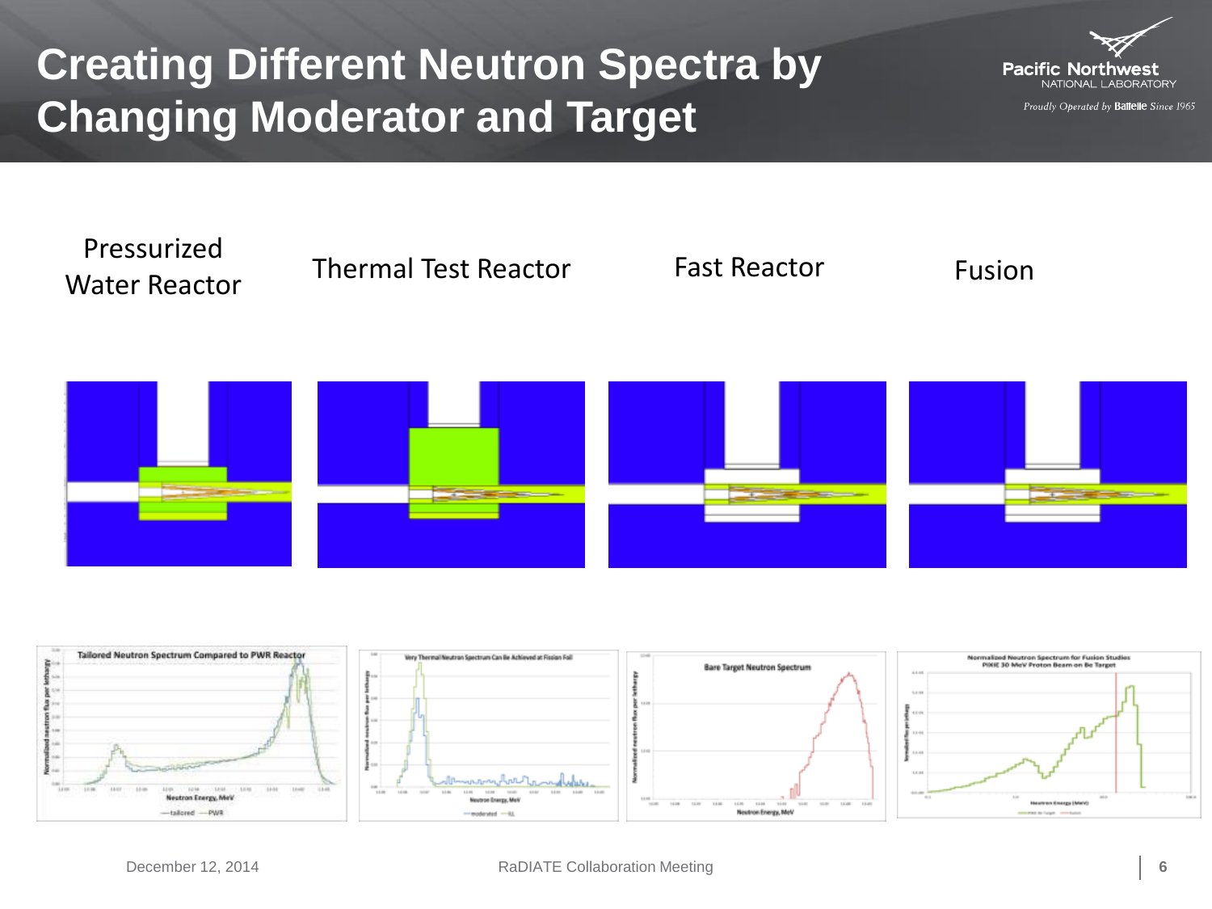# Creating Different Neutron Spectra by Changing Moderator and Target

Pressurized Water Reactor

Thermal Test Reactor

Fast Reactor

Fusion

Tailored Neutron Spectrum Compared to PWR Reactor

Very Thermal Neutron Spectrum Can Be Achieved at Fission Foil

Bare Target Neutron Spectrum

Normalized Neutron Spectrum for Fusion Studies
PIXIE 30 MeV Proton Beam on Be Target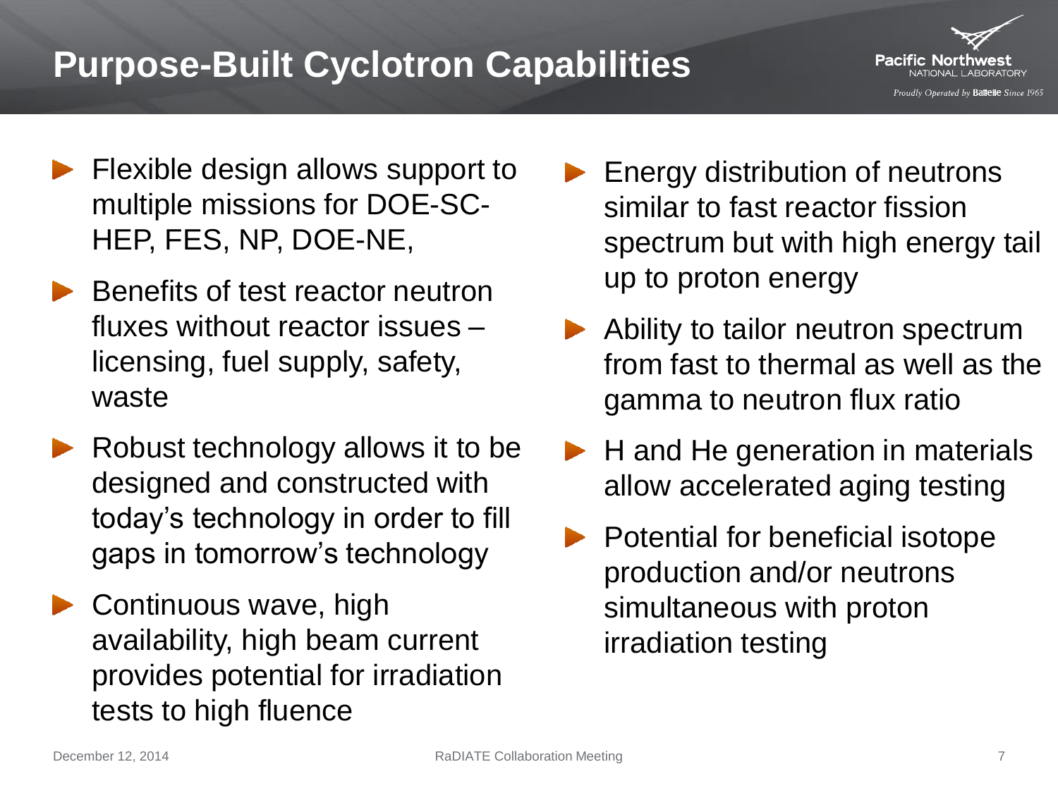# Purpose-Built Cyclotron Capabilities

- Flexible design allows support to multiple missions for DOE-SC-HEP, FES, NP, DOE-NE,
- Benefits of test reactor neutron fluxes without reactor issues – licensing, fuel supply, safety, waste
- Robust technology allows it to be designed and constructed with today's technology in order to fill gaps in tomorrow's technology
- Continuous wave, high availability, high beam current provides potential for irradiation tests to high fluence
- Energy distribution of neutrons similar to fast reactor fission spectrum but with high energy tail up to proton energy
- Ability to tailor neutron spectrum from fast to thermal as well as the gamma to neutron flux ratio
- H and He generation in materials allow accelerated aging testing
- Potential for beneficial isotope production and/or neutrons simultaneous with proton irradiation testing